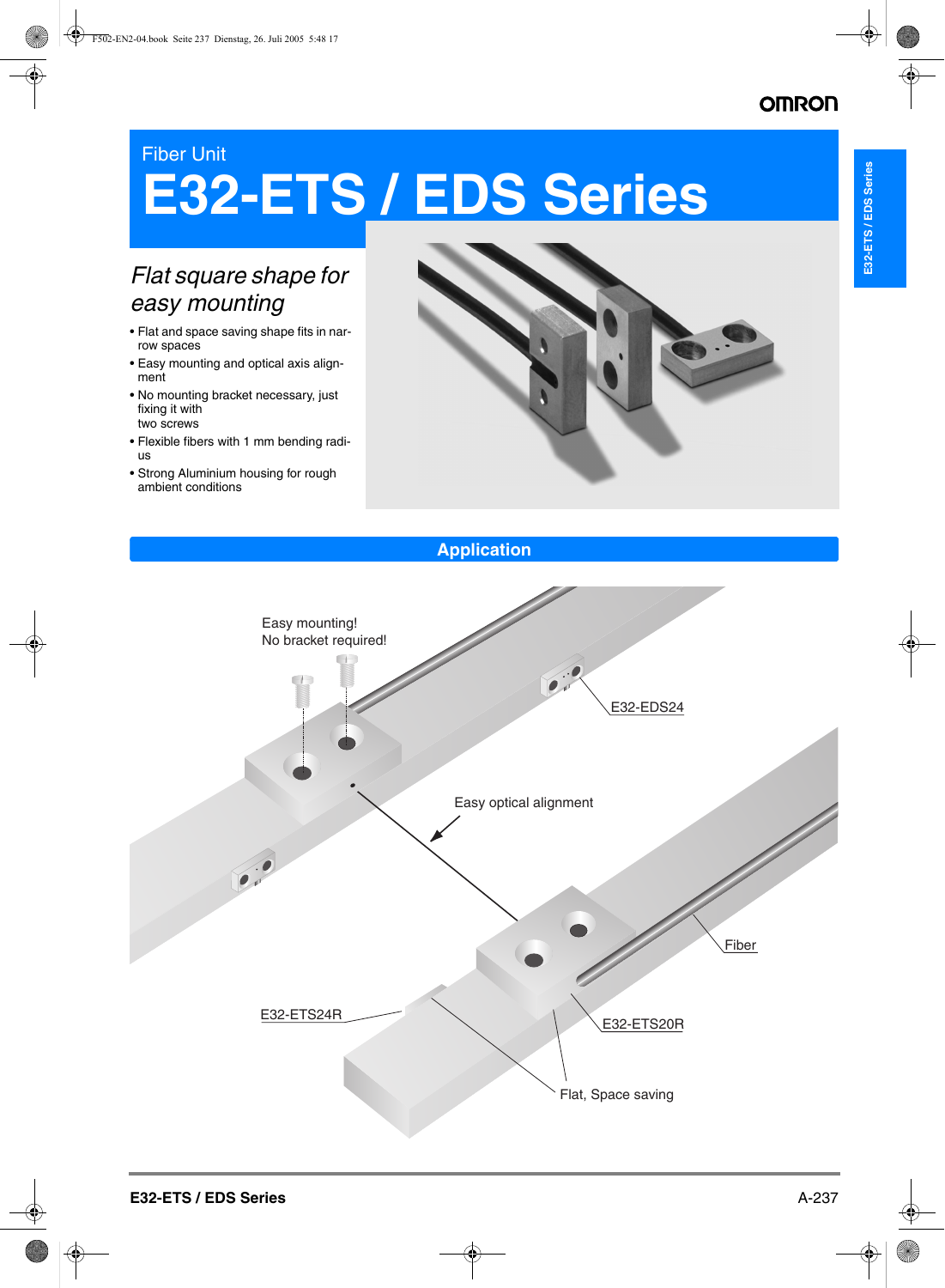Fiber Unit

# E32-ETS / EDS Series

## *Flat square shape for easy mounting*

- Flat and space saving shape fits in narrow spaces
- Easy mounting and optical axis alignment
- No mounting bracket necessary, just fixing it with two screws
- Flexible fibers with 1 mm bending radius
- Strong Aluminium housing for rough ambient conditions

## Application

Easy mounting!
No bracket required!

E32-EDS24

Easy optical alignment

Fiber

E32-ETS24R

E32-ETS20R

Flat, Space saving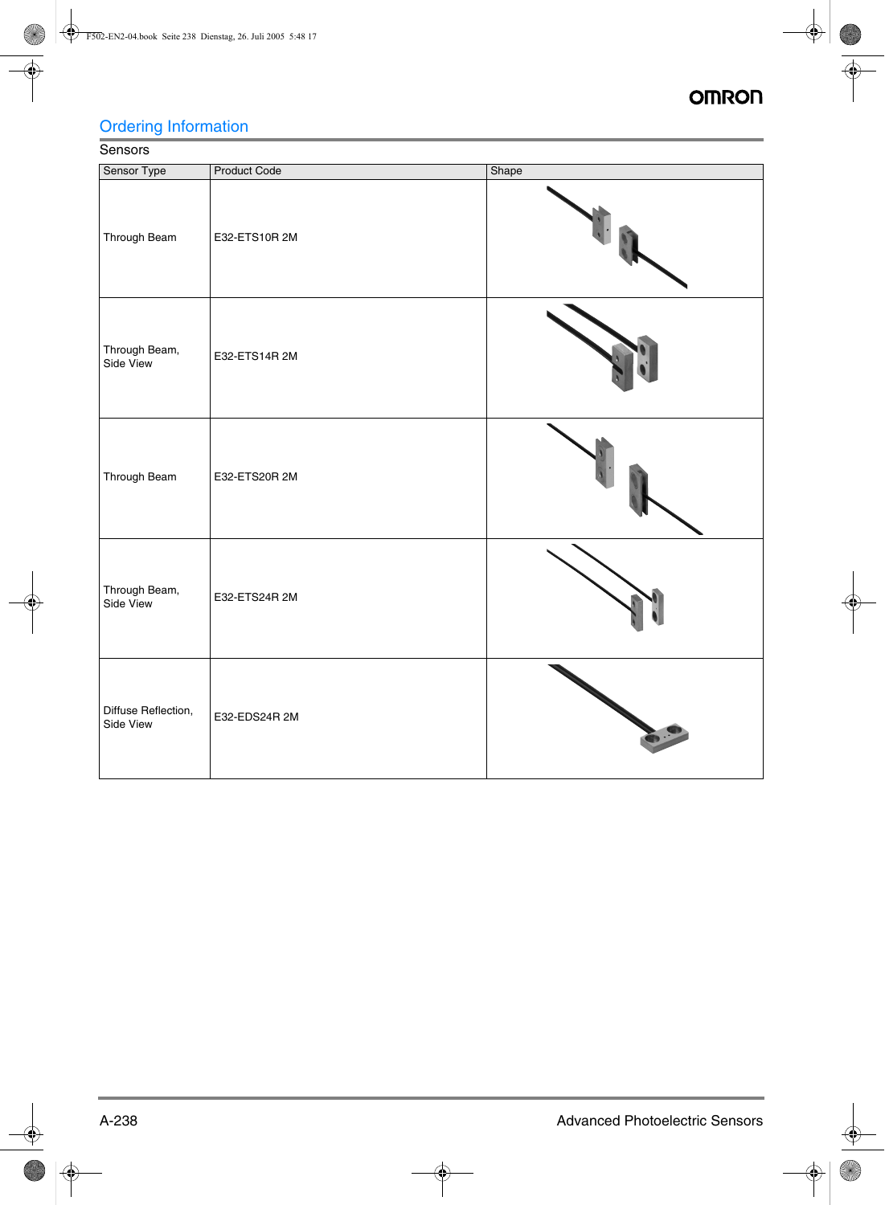## Ordering Information

### Sensors

| Sensor Type | Product Code | Shape |
|---|---|---|
| Through Beam | E32-ETS10R 2M | |
| Through Beam, Side View | E32-ETS14R 2M | |
| Through Beam | E32-ETS20R 2M | |
| Through Beam, Side View | E32-ETS24R 2M | |
| Diffuse Reflection, Side View | E32-EDS24R 2M | |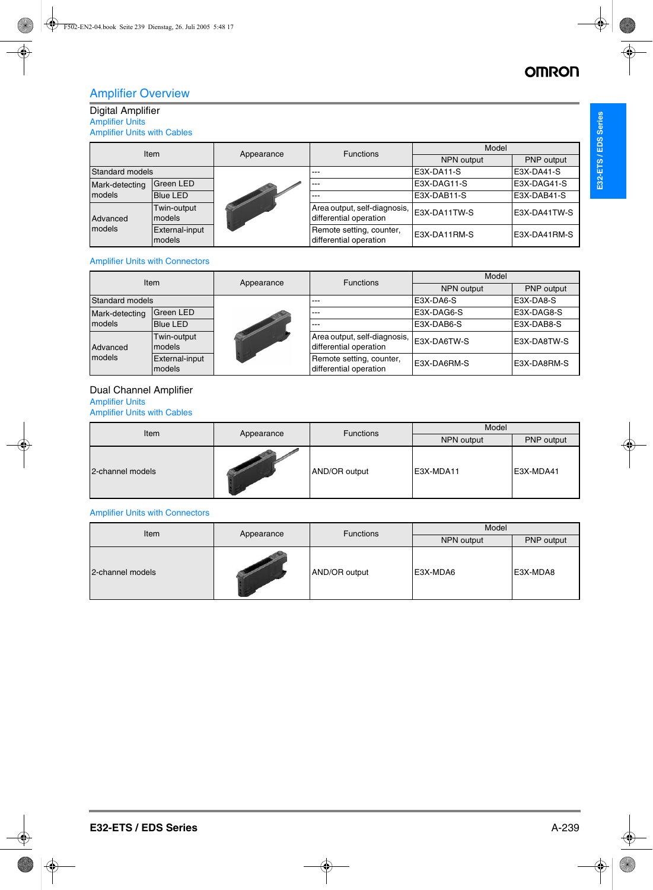# Amplifier Overview

## Digital Amplifier

### Amplifier Units

#### Amplifier Units with Cables

| Item | | Appearance | Functions | Model | |
|---|---|---|---|---|---|
| | | | | NPN output | PNP output |
| Standard models | | | --- | E3X-DA11-S | E3X-DA41-S |
| Mark-detecting models | Green LED | | --- | E3X-DAG11-S | E3X-DAG41-S |
| | Blue LED | | --- | E3X-DAB11-S | E3X-DAB41-S |
| Advanced models | Twin-output models | | Area output, self-diagnosis, differential operation | E3X-DA11TW-S | E3X-DA41TW-S |
| | External-input models | | Remote setting, counter, differential operation | E3X-DA11RM-S | E3X-DA41RM-S |

#### Amplifier Units with Connectors

| Item | | Appearance | Functions | Model | |
|---|---|---|---|---|---|
| | | | | NPN output | PNP output |
| Standard models | | | --- | E3X-DA6-S | E3X-DA8-S |
| Mark-detecting models | Green LED | | --- | E3X-DAG6-S | E3X-DAG8-S |
| | Blue LED | | --- | E3X-DAB6-S | E3X-DAB8-S |
| Advanced models | Twin-output models | | Area output, self-diagnosis, differential operation | E3X-DA6TW-S | E3X-DA8TW-S |
| | External-input models | | Remote setting, counter, differential operation | E3X-DA6RM-S | E3X-DA8RM-S |

## Dual Channel Amplifier

### Amplifier Units

#### Amplifier Units with Cables

| Item | Appearance | Functions | Model | |
|---|---|---|---|---|
| | | | NPN output | PNP output |
| 2-channel models | | AND/OR output | E3X-MDA11 | E3X-MDA41 |

#### Amplifier Units with Connectors

| Item | Appearance | Functions | Model | |
|---|---|---|---|---|
| | | | NPN output | PNP output |
| 2-channel models | | AND/OR output | E3X-MDA6 | E3X-MDA8 |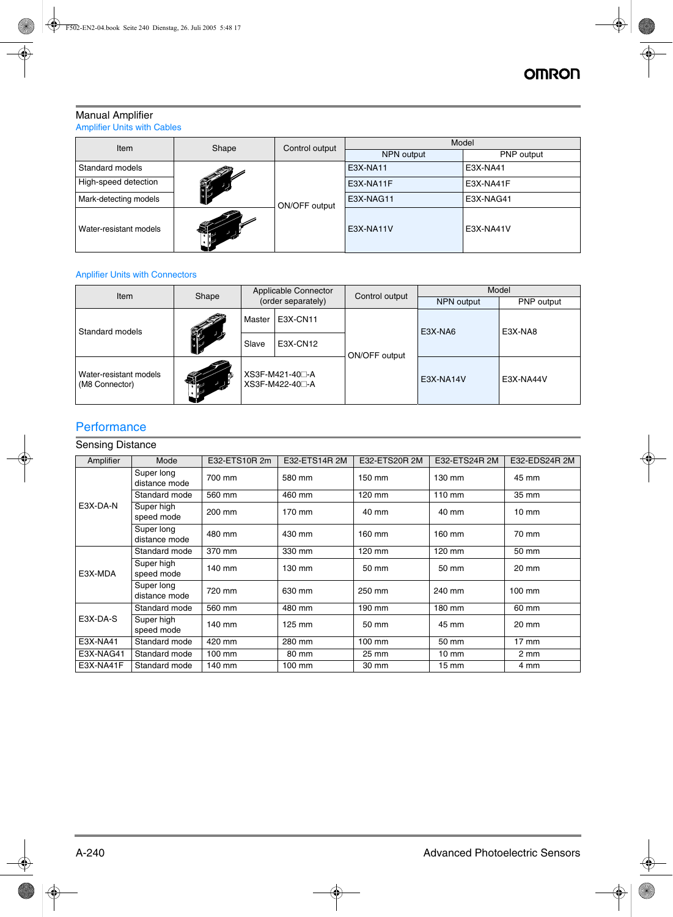## Manual Amplifier

### Amplifier Units with Cables

| Item | Shape | Control output | Model | |
|---|---|---|---|---|
| | | | NPN output | PNP output |
| Standard models | | ON/OFF output | E3X-NA11 | E3X-NA41 |
| High-speed detection | | | E3X-NA11F | E3X-NA41F |
| Mark-detecting models | | | E3X-NAG11 | E3X-NAG41 |
| Water-resistant models | | | E3X-NA11V | E3X-NA41V |

### Anplifier Units with Connectors

| Item | Shape | Applicable Connector (order separately) | | Control output | Model | |
|---|---|---|---|---|---|---|
| | | | | | NPN output | PNP output |
| Standard models | | Master | E3X-CN11 | ON/OFF output | E3X-NA6 | E3X-NA8 |
| | | Slave | E3X-CN12 | | | |
| Water-resistant models (M8 Connector) | | XS3F-M421-40□-A<br>XS3F-M422-40□-A | | | E3X-NA14V | E3X-NA44V |

## Performance

### Sensing Distance

| Amplifier | Mode | E32-ETS10R 2m | E32-ETS14R 2M | E32-ETS20R 2M | E32-ETS24R 2M | E32-EDS24R 2M |
|---|---|---|---|---|---|---|
| E3X-DA-N | Super long distance mode | 700 mm | 580 mm | 150 mm | 130 mm | 45 mm |
| | Standard mode | 560 mm | 460 mm | 120 mm | 110 mm | 35 mm |
| | Super high speed mode | 200 mm | 170 mm | 40 mm | 40 mm | 10 mm |
| E3X-MDA | Super long distance mode | 480 mm | 430 mm | 160 mm | 160 mm | 70 mm |
| | Standard mode | 370 mm | 330 mm | 120 mm | 120 mm | 50 mm |
| | Super high speed mode | 140 mm | 130 mm | 50 mm | 50 mm | 20 mm |
| E3X-DA-S | Super long distance mode | 720 mm | 630 mm | 250 mm | 240 mm | 100 mm |
| | Standard mode | 560 mm | 480 mm | 190 mm | 180 mm | 60 mm |
| | Super high speed mode | 140 mm | 125 mm | 50 mm | 45 mm | 20 mm |
| E3X-NA41 | Standard mode | 420 mm | 280 mm | 100 mm | 50 mm | 17 mm |
| E3X-NAG41 | Standard mode | 100 mm | 80 mm | 25 mm | 10 mm | 2 mm |
| E3X-NA41F | Standard mode | 140 mm | 100 mm | 30 mm | 15 mm | 4 mm |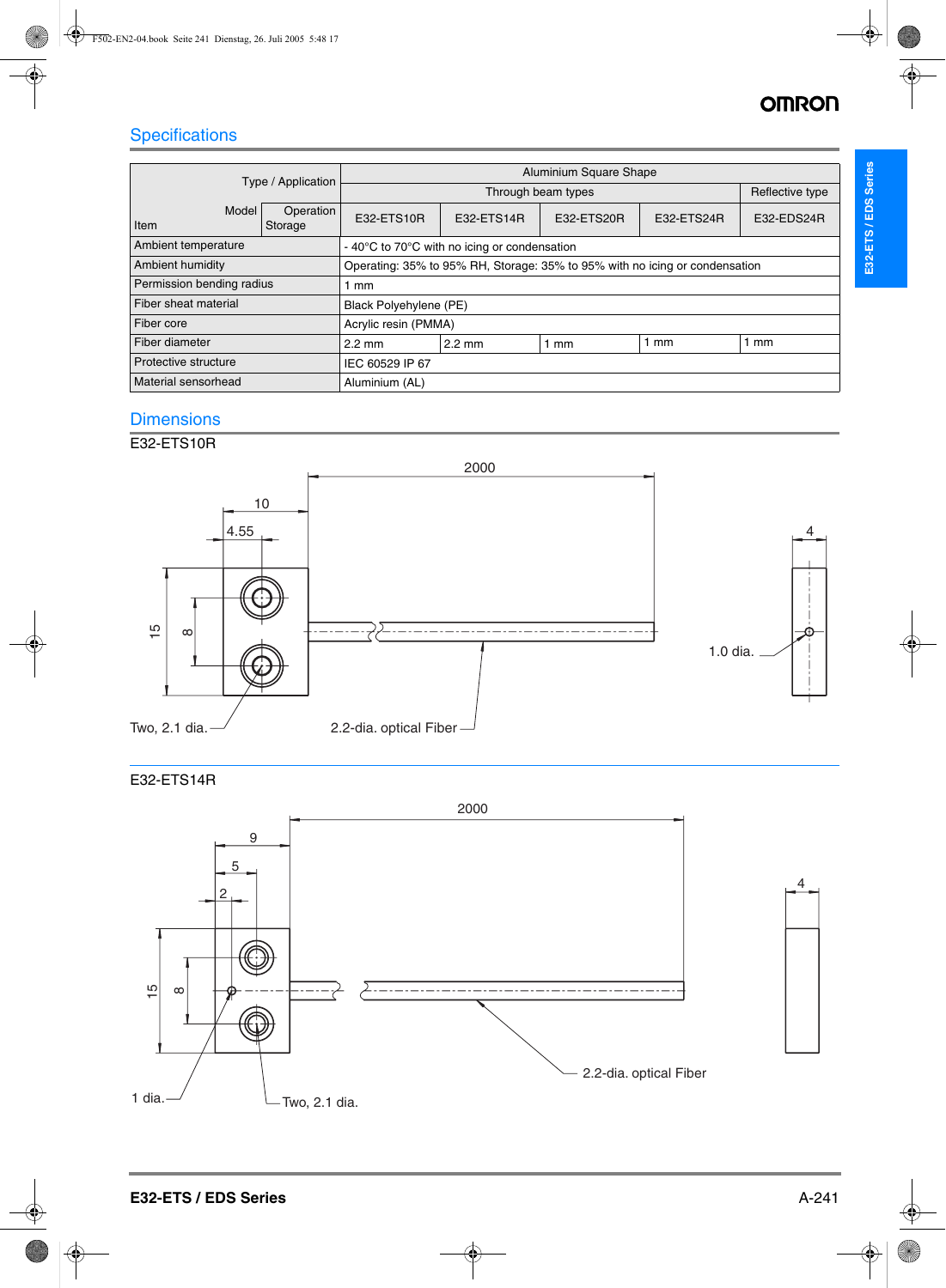## Specifications

| Type / Application | | Aluminium Square Shape | | | | |
|---|---|---|---|---|---|---|
| | | Through beam types | | | | Reflective type |
| Item / Model | Operation / Storage | E32-ETS10R | E32-ETS14R | E32-ETS20R | E32-ETS24R | E32-EDS24R |
| Ambient temperature | | - 40°C to 70°C with no icing or condensation | | | | |
| Ambient humidity | | Operating: 35% to 95% RH, Storage: 35% to 95% with no icing or condensation | | | | |
| Permission bending radius | | 1 mm | | | | |
| Fiber sheat material | | Black Polyehylene (PE) | | | | |
| Fiber core | | Acrylic resin (PMMA) | | | | |
| Fiber diameter | | 2.2 mm | 2.2 mm | 1 mm | 1 mm | 1 mm |
| Protective structure | | IEC 60529 IP 67 | | | | |
| Material sensorhead | | Aluminium (AL) | | | | |

## Dimensions

E32-ETS10R

2000, 10, 4.55, 4, 15, 8, 1.0 dia., Two, 2.1 dia., 2.2-dia. optical Fiber

E32-ETS14R

2000, 9, 5, 2, 4, 15, 8, 1 dia., Two, 2.1 dia., 2.2-dia. optical Fiber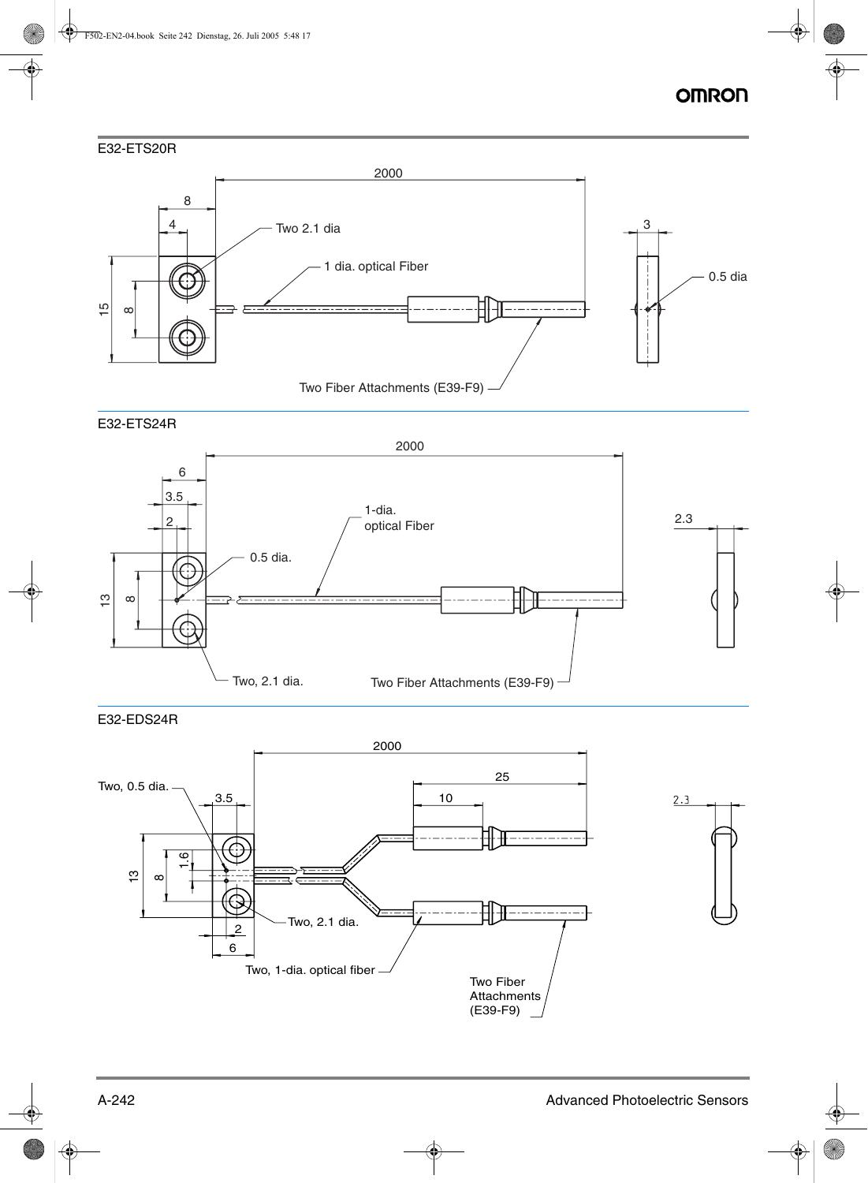## E32-ETS20R

2000

8

4

Two 2.1 dia

3

1 dia. optical Fiber

0.5 dia

15

8

Two Fiber Attachments (E39-F9)

## E32-ETS24R

2000

6

3.5

2

1-dia.
optical Fiber

2.3

0.5 dia.

13

8

Two, 2.1 dia.

Two Fiber Attachments (E39-F9)

## E32-EDS24R

2000

25

Two, 0.5 dia.

3.5

10

2.3

13

8

1.6

Two, 2.1 dia.

2

6

Two, 1-dia. optical fiber

Two Fiber
Attachments
(E39-F9)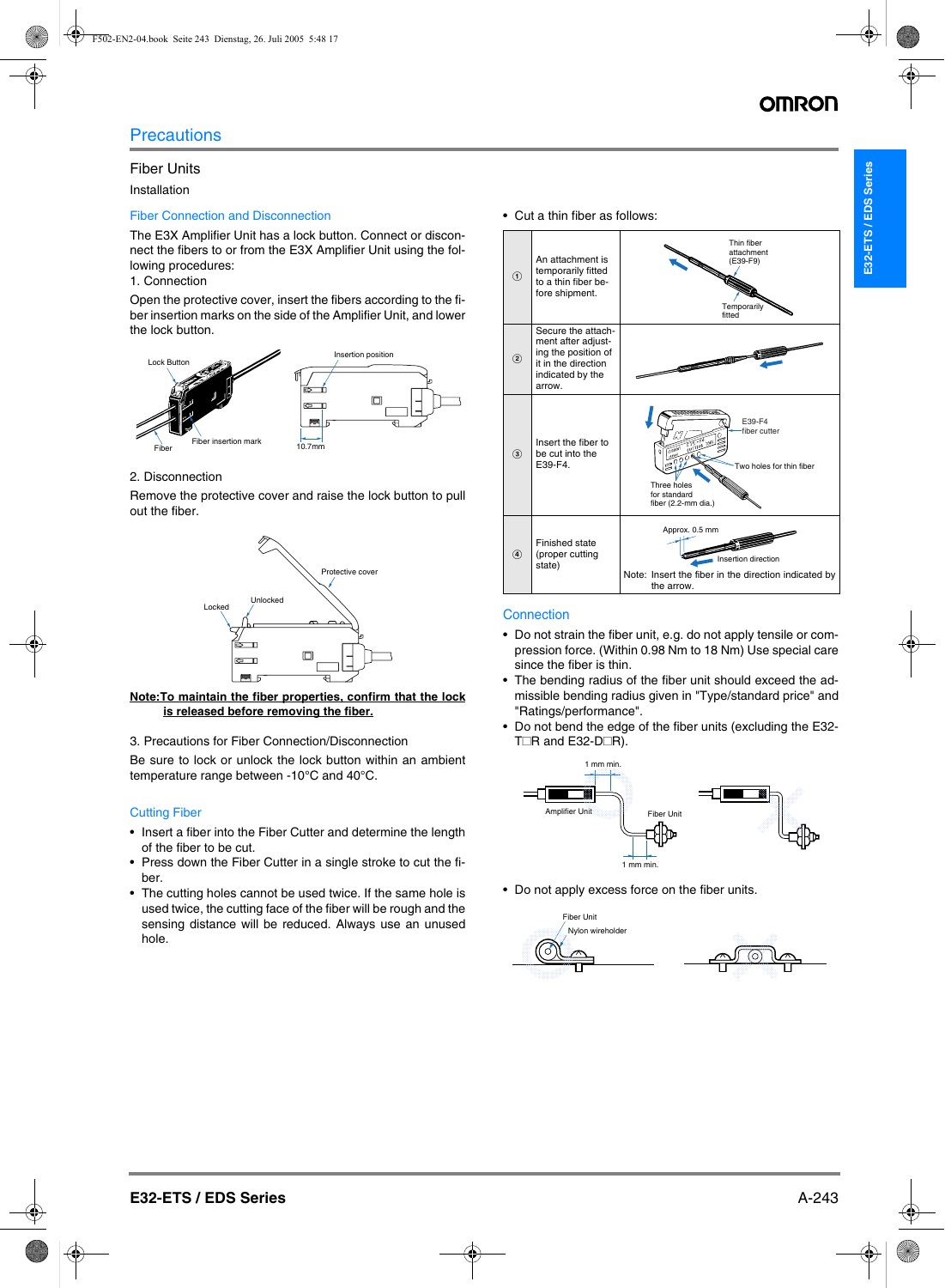# Precautions

## Fiber Units

Installation

### Fiber Connection and Disconnection

The E3X Amplifier Unit has a lock button. Connect or disconnect the fibers to or from the E3X Amplifier Unit using the following procedures:

1. Connection

Open the protective cover, insert the fibers according to the fiber insertion marks on the side of the Amplifier Unit, and lower the lock button.

Lock Button

Fiber

Fiber insertion mark

Insertion position

10.7mm

2. Disconnection

Remove the protective cover and raise the lock button to pull out the fiber.

Protective cover

Unlocked

Locked

**Note:To maintain the fiber properties, confirm that the lock is released before removing the fiber.**

3. Precautions for Fiber Connection/Disconnection

Be sure to lock or unlock the lock button within an ambient temperature range between -10°C and 40°C.

### Cutting Fiber

- Insert a fiber into the Fiber Cutter and determine the length of the fiber to be cut.
- Press down the Fiber Cutter in a single stroke to cut the fiber.
- The cutting holes cannot be used twice. If the same hole is used twice, the cutting face of the fiber will be rough and the sensing distance will be reduced. Always use an unused hole.

- Cut a thin fiber as follows:

| | | |
|---|---|---|
| ① | An attachment is temporarily fitted to a thin fiber before shipment. | Thin fiber attachment (E39-F9)<br>Temporarily fitted |
| ② | Secure the attachment after adjusting the position of it in the direction indicated by the arrow. | |
| ③ | Insert the fiber to be cut into the E39-F4. | E39-F4 fiber cutter<br>Two holes for thin fiber<br>Three holes for standard fiber (2.2-mm dia.) |
| ④ | Finished state (proper cutting state) | Approx. 0.5 mm<br>Insertion direction<br>Note: Insert the fiber in the direction indicated by the arrow. |

### Connection

- Do not strain the fiber unit, e.g. do not apply tensile or compression force. (Within 0.98 Nm to 18 Nm) Use special care since the fiber is thin.
- The bending radius of the fiber unit should exceed the admissible bending radius given in "Type/standard price" and "Ratings/performance".
- Do not bend the edge of the fiber units (excluding the E32-T□R and E32-D□R).

1 mm min.

Amplifier Unit

Fiber Unit

1 mm min.

- Do not apply excess force on the fiber units.

Fiber Unit

Nylon wireholder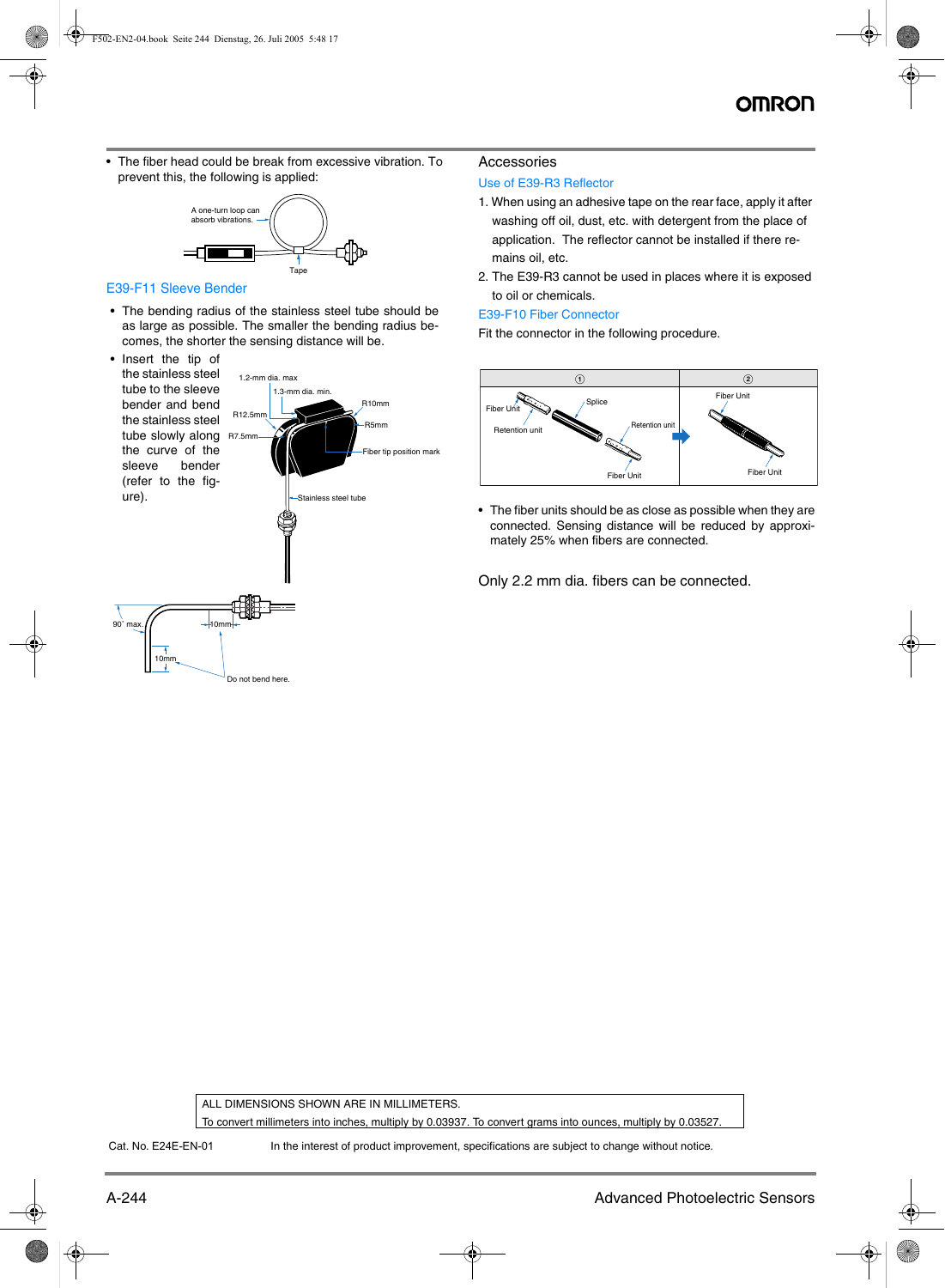- The fiber head could be break from excessive vibration. To prevent this, the following is applied:

A one-turn loop can absorb vibrations.

Tape

### E39-F11 Sleeve Bender

- The bending radius of the stainless steel tube should be as large as possible. The smaller the bending radius becomes, the shorter the sensing distance will be.
- Insert the tip of the stainless steel tube to the sleeve bender and bend the stainless steel tube slowly along the curve of the sleeve bender (refer to the figure).

1.2-mm dia. max

1.3-mm dia. min.

R10mm

R12.5mm

R5mm

R7.5mm

Fiber tip position mark

Stainless steel tube

90° max.

10mm

10mm

Do not bend here.

## Accessories

### Use of E39-R3 Reflector

1. When using an adhesive tape on the rear face, apply it after washing off oil, dust, etc. with detergent from the place of application. The reflector cannot be installed if there remains oil, etc.
2. The E39-R3 cannot be used in places where it is exposed to oil or chemicals.

### E39-F10 Fiber Connector

Fit the connector in the following procedure.

| ① | ② |
|---|---|
| Fiber Unit<br>Splice<br>Retention unit<br>Retention unit<br>Fiber Unit | Fiber Unit<br>Fiber Unit |

- The fiber units should be as close as possible when they are connected. Sensing distance will be reduced by approximately 25% when fibers are connected.

Only 2.2 mm dia. fibers can be connected.

ALL DIMENSIONS SHOWN ARE IN MILLIMETERS.
To convert millimeters into inches, multiply by 0.03937. To convert grams into ounces, multiply by 0.03527.

Cat. No. E24E-EN-01 In the interest of product improvement, specifications are subject to change without notice.